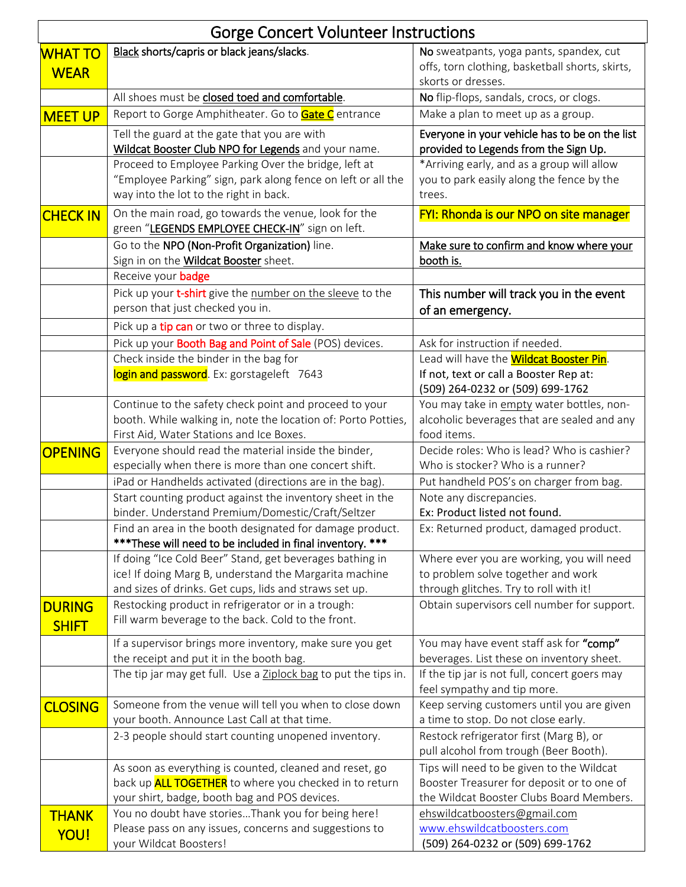# Gorge Concert Volunteer Instructions

| | | |
|---|---|---|
| **WHAT TO WEAR** | Black shorts/capris or black jeans/slacks. | **No** sweatpants, yoga pants, spandex, cut offs, torn clothing, basketball shorts, skirts, skorts or dresses. |
| | All shoes must be closed toed and comfortable. | **No** flip-flops, sandals, crocs, or clogs. |
| **MEET UP** | Report to Gorge Amphitheater. Go to **Gate C** entrance | Make a plan to meet up as a group. |
| | Tell the guard at the gate that you are with Wildcat Booster Club NPO for Legends and your name. | Everyone in your vehicle has to be on the list provided to Legends from the Sign Up. |
| | Proceed to Employee Parking Over the bridge, left at "Employee Parking" sign, park along fence on left or all the way into the lot to the right in back. | *Arriving early, and as a group will allow you to park easily along the fence by the trees. |
| **CHECK IN** | On the main road, go towards the venue, look for the green "LEGENDS EMPLOYEE CHECK-IN" sign on left. | FYI: Rhonda is our NPO on site manager |
| | Go to the **NPO (Non-Profit Organization)** line. Sign in on the Wildcat Booster sheet. | Make sure to confirm and know where your booth is. |
| | Receive your badge | |
| | Pick up your t-shirt give the number on the sleeve to the person that just checked you in. | This number will track you in the event of an emergency. |
| | Pick up a tip can or two or three to display. | |
| | Pick up your Booth Bag and Point of Sale (POS) devices. | Ask for instruction if needed. |
| | Check inside the binder in the bag for login and password. Ex: gorstageleft 7643 | Lead will have the Wildcat Booster Pin. If not, text or call a Booster Rep at: (509) 264-0232 or (509) 699-1762 |
| | Continue to the safety check point and proceed to your booth. While walking in, note the location of: Porto Potties, First Aid, Water Stations and Ice Boxes. | You may take in empty water bottles, non-alcoholic beverages that are sealed and any food items. |
| **OPENING** | Everyone should read the material inside the binder, especially when there is more than one concert shift. | Decide roles: Who is lead? Who is cashier? Who is stocker? Who is a runner? |
| | iPad or Handhelds activated (directions are in the bag). | Put handheld POS's on charger from bag. |
| | Start counting product against the inventory sheet in the binder. Understand Premium/Domestic/Craft/Seltzer | Note any discrepancies. Ex: Product listed not found. |
| | Find an area in the booth designated for damage product. **\*\*\*These will need to be included in final inventory. \*\*\*** | Ex: Returned product, damaged product. |
| | If doing "Ice Cold Beer" Stand, get beverages bathing in ice! If doing Marg B, understand the Margarita machine and sizes of drinks. Get cups, lids and straws set up. | Where ever you are working, you will need to problem solve together and work through glitches. Try to roll with it! |
| **DURING SHIFT** | Restocking product in refrigerator or in a trough: Fill warm beverage to the back. Cold to the front. | Obtain supervisors cell number for support. |
| | If a supervisor brings more inventory, make sure you get the receipt and put it in the booth bag. | You may have event staff ask for **"comp"** beverages. List these on inventory sheet. |
| | The tip jar may get full. Use a Ziplock bag to put the tips in. | If the tip jar is not full, concert goers may feel sympathy and tip more. |
| **CLOSING** | Someone from the venue will tell you when to close down your booth. Announce Last Call at that time. | Keep serving customers until you are given a time to stop. Do not close early. |
| | 2-3 people should start counting unopened inventory. | Restock refrigerator first (Marg B), or pull alcohol from trough (Beer Booth). |
| | As soon as everything is counted, cleaned and reset, go back up **ALL TOGETHER** to where you checked in to return your shirt, badge, booth bag and POS devices. | Tips will need to be given to the Wildcat Booster Treasurer for deposit or to one of the Wildcat Booster Clubs Board Members. |
| **THANK YOU!** | You no doubt have stories…Thank you for being here! Please pass on any issues, concerns and suggestions to your Wildcat Boosters! | ehswildcatboosters@gmail.com www.ehswildcatboosters.com (509) 264-0232 or (509) 699-1762 |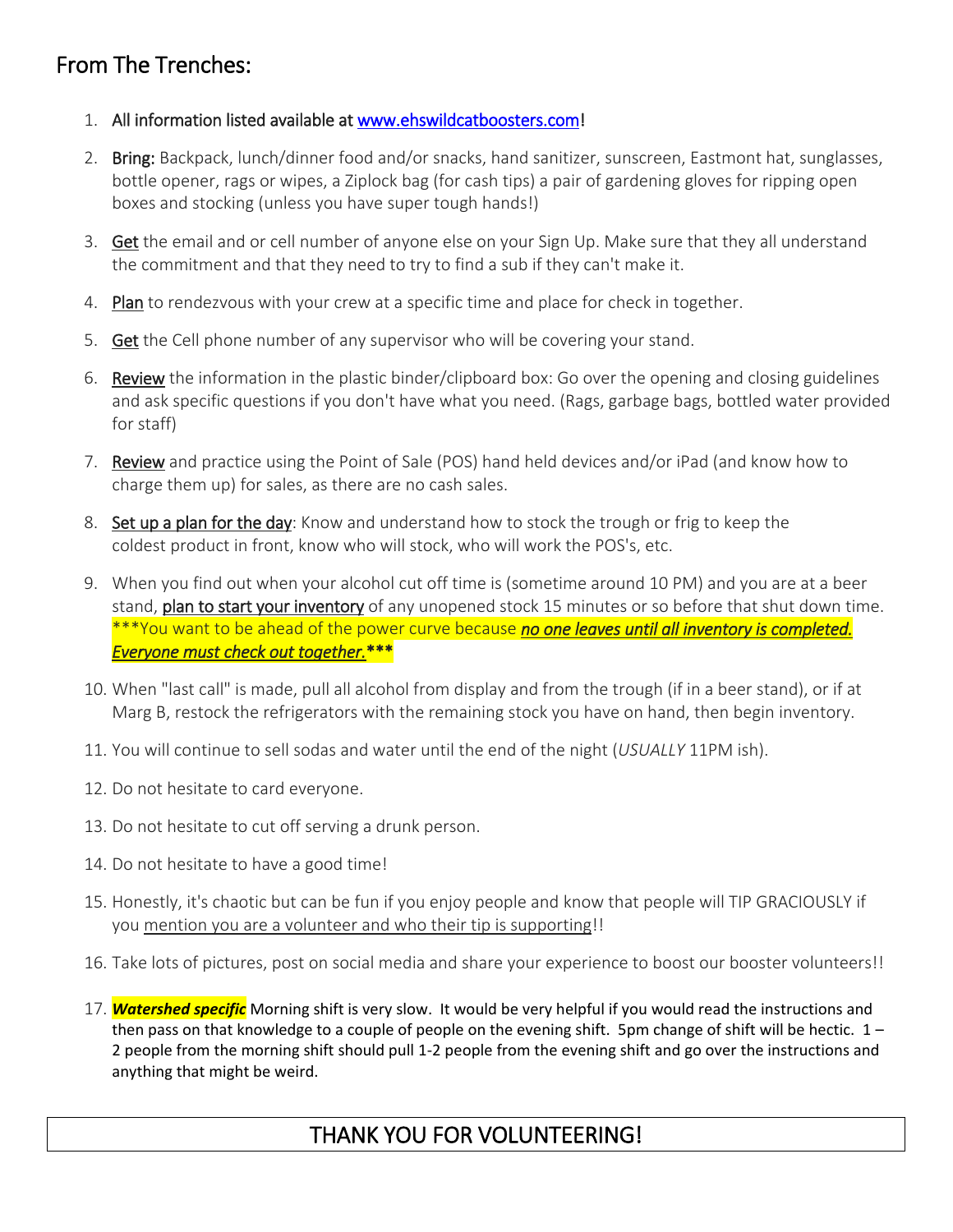## From The Trenches:

1. All information listed available at [www.ehswildcatboosters.com](http://www.ehswildcatboosters.com)!
2. Bring: Backpack, lunch/dinner food and/or snacks, hand sanitizer, sunscreen, Eastmont hat, sunglasses, bottle opener, rags or wipes, a Ziplock bag (for cash tips) a pair of gardening gloves for ripping open boxes and stocking (unless you have super tough hands!)
3. Get the email and or cell number of anyone else on your Sign Up. Make sure that they all understand the commitment and that they need to try to find a sub if they can't make it.
4. Plan to rendezvous with your crew at a specific time and place for check in together.
5. Get the Cell phone number of any supervisor who will be covering your stand.
6. Review the information in the plastic binder/clipboard box: Go over the opening and closing guidelines and ask specific questions if you don't have what you need. (Rags, garbage bags, bottled water provided for staff)
7. Review and practice using the Point of Sale (POS) hand held devices and/or iPad (and know how to charge them up) for sales, as there are no cash sales.
8. Set up a plan for the day: Know and understand how to stock the trough or frig to keep the coldest product in front, know who will stock, who will work the POS's, etc.
9. When you find out when your alcohol cut off time is (sometime around 10 PM) and you are at a beer stand, plan to start your inventory of any unopened stock 15 minutes or so before that shut down time. ***You want to be ahead of the power curve because ***no one leaves until all inventory is completed. Everyone must check out together.*******
10. When "last call" is made, pull all alcohol from display and from the trough (if in a beer stand), or if at Marg B, restock the refrigerators with the remaining stock you have on hand, then begin inventory.
11. You will continue to sell sodas and water until the end of the night (*USUALLY* 11PM ish).
12. Do not hesitate to card everyone.
13. Do not hesitate to cut off serving a drunk person.
14. Do not hesitate to have a good time!
15. Honestly, it's chaotic but can be fun if you enjoy people and know that people will TIP GRACIOUSLY if you mention you are a volunteer and who their tip is supporting!!
16. Take lots of pictures, post on social media and share your experience to boost our booster volunteers!!
17. ***Watershed specific*** Morning shift is very slow. It would be very helpful if you would read the instructions and then pass on that knowledge to a couple of people on the evening shift. 5pm change of shift will be hectic. 1 – 2 people from the morning shift should pull 1-2 people from the evening shift and go over the instructions and anything that might be weird.

## THANK YOU FOR VOLUNTEERING!